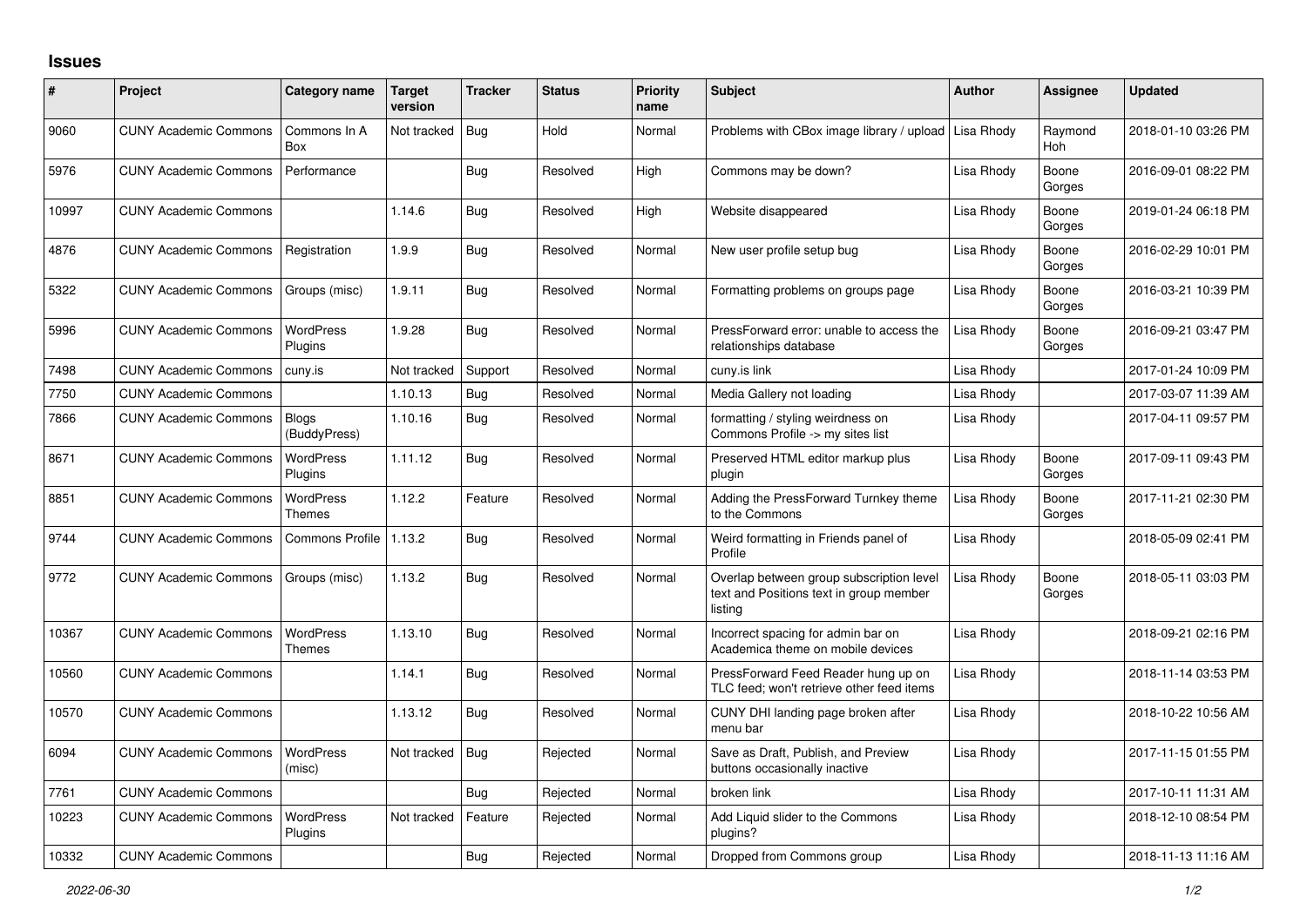## Issues

| # | Project | Category name | Target version | Tracker | Status | Priority name | Subject | Author | Assignee | Updated |
|---|---|---|---|---|---|---|---|---|---|---|
| 9060 | CUNY Academic Commons | Commons In A Box | Not tracked | Bug | Hold | Normal | Problems with CBox image library / upload | Lisa Rhody | Raymond Hoh | 2018-01-10 03:26 PM |
| 5976 | CUNY Academic Commons | Performance | | Bug | Resolved | High | Commons may be down? | Lisa Rhody | Boone Gorges | 2016-09-01 08:22 PM |
| 10997 | CUNY Academic Commons | | 1.14.6 | Bug | Resolved | High | Website disappeared | Lisa Rhody | Boone Gorges | 2019-01-24 06:18 PM |
| 4876 | CUNY Academic Commons | Registration | 1.9.9 | Bug | Resolved | Normal | New user profile setup bug | Lisa Rhody | Boone Gorges | 2016-02-29 10:01 PM |
| 5322 | CUNY Academic Commons | Groups (misc) | 1.9.11 | Bug | Resolved | Normal | Formatting problems on groups page | Lisa Rhody | Boone Gorges | 2016-03-21 10:39 PM |
| 5996 | CUNY Academic Commons | WordPress Plugins | 1.9.28 | Bug | Resolved | Normal | PressForward error: unable to access the relationships database | Lisa Rhody | Boone Gorges | 2016-09-21 03:47 PM |
| 7498 | CUNY Academic Commons | cuny.is | Not tracked | Support | Resolved | Normal | cuny.is link | Lisa Rhody | | 2017-01-24 10:09 PM |
| 7750 | CUNY Academic Commons | | 1.10.13 | Bug | Resolved | Normal | Media Gallery not loading | Lisa Rhody | | 2017-03-07 11:39 AM |
| 7866 | CUNY Academic Commons | Blogs (BuddyPress) | 1.10.16 | Bug | Resolved | Normal | formatting / styling weirdness on Commons Profile -> my sites list | Lisa Rhody | | 2017-04-11 09:57 PM |
| 8671 | CUNY Academic Commons | WordPress Plugins | 1.11.12 | Bug | Resolved | Normal | Preserved HTML editor markup plus plugin | Lisa Rhody | Boone Gorges | 2017-09-11 09:43 PM |
| 8851 | CUNY Academic Commons | WordPress Themes | 1.12.2 | Feature | Resolved | Normal | Adding the PressForward Turnkey theme to the Commons | Lisa Rhody | Boone Gorges | 2017-11-21 02:30 PM |
| 9744 | CUNY Academic Commons | Commons Profile | 1.13.2 | Bug | Resolved | Normal | Weird formatting in Friends panel of Profile | Lisa Rhody | | 2018-05-09 02:41 PM |
| 9772 | CUNY Academic Commons | Groups (misc) | 1.13.2 | Bug | Resolved | Normal | Overlap between group subscription level text and Positions text in group member listing | Lisa Rhody | Boone Gorges | 2018-05-11 03:03 PM |
| 10367 | CUNY Academic Commons | WordPress Themes | 1.13.10 | Bug | Resolved | Normal | Incorrect spacing for admin bar on Academica theme on mobile devices | Lisa Rhody | | 2018-09-21 02:16 PM |
| 10560 | CUNY Academic Commons | | 1.14.1 | Bug | Resolved | Normal | PressForward Feed Reader hung up on TLC feed; won't retrieve other feed items | Lisa Rhody | | 2018-11-14 03:53 PM |
| 10570 | CUNY Academic Commons | | 1.13.12 | Bug | Resolved | Normal | CUNY DHI landing page broken after menu bar | Lisa Rhody | | 2018-10-22 10:56 AM |
| 6094 | CUNY Academic Commons | WordPress (misc) | Not tracked | Bug | Rejected | Normal | Save as Draft, Publish, and Preview buttons occasionally inactive | Lisa Rhody | | 2017-11-15 01:55 PM |
| 7761 | CUNY Academic Commons | | | Bug | Rejected | Normal | broken link | Lisa Rhody | | 2017-10-11 11:31 AM |
| 10223 | CUNY Academic Commons | WordPress Plugins | Not tracked | Feature | Rejected | Normal | Add Liquid slider to the Commons plugins? | Lisa Rhody | | 2018-12-10 08:54 PM |
| 10332 | CUNY Academic Commons | | | Bug | Rejected | Normal | Dropped from Commons group | Lisa Rhody | | 2018-11-13 11:16 AM |

*2022-06-30*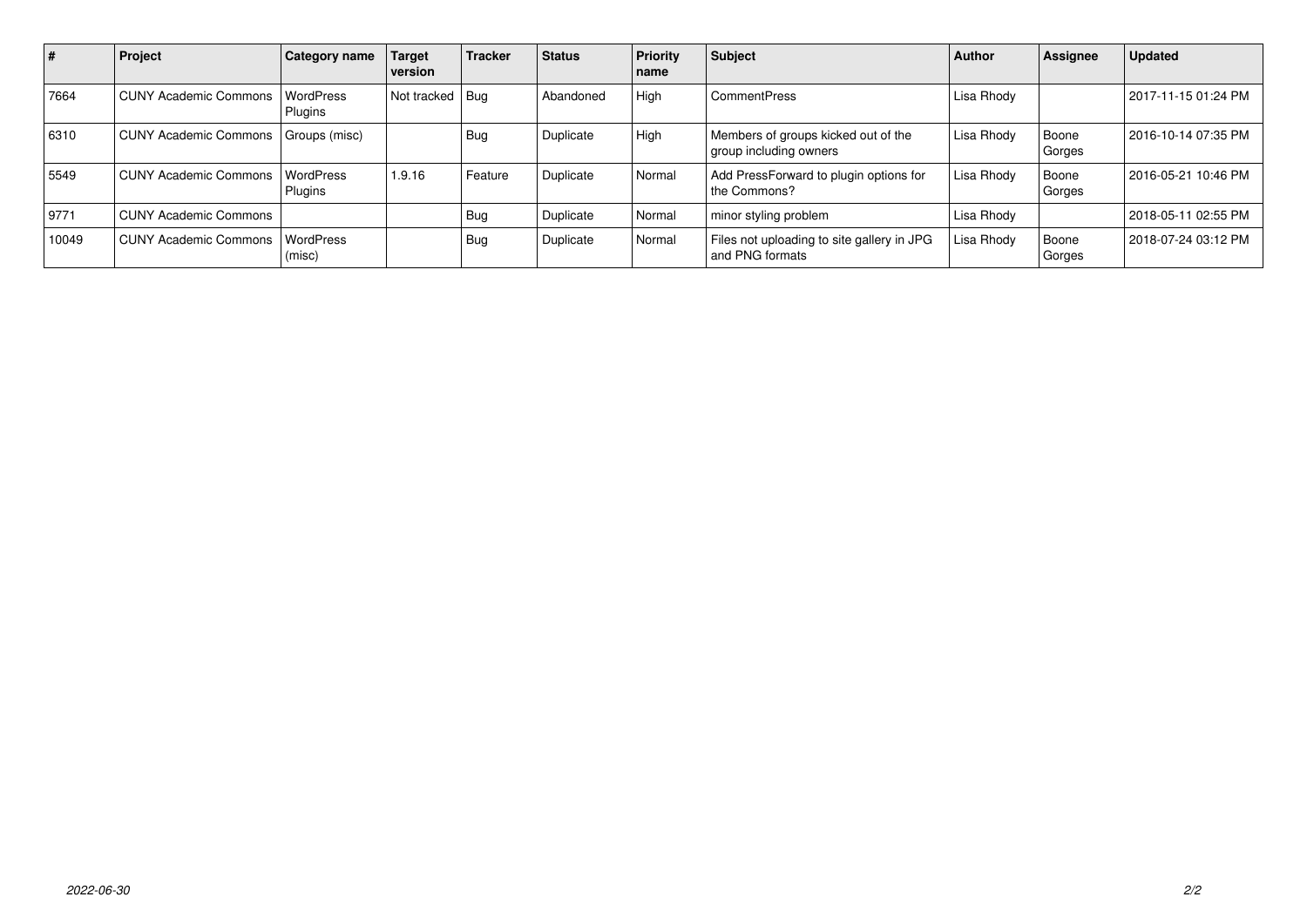| # | Project | Category name | Target version | Tracker | Status | Priority name | Subject | Author | Assignee | Updated |
|---|---|---|---|---|---|---|---|---|---|---|
| 7664 | CUNY Academic Commons | WordPress Plugins | Not tracked | Bug | Abandoned | High | CommentPress | Lisa Rhody | | 2017-11-15 01:24 PM |
| 6310 | CUNY Academic Commons | Groups (misc) | | Bug | Duplicate | High | Members of groups kicked out of the group including owners | Lisa Rhody | Boone Gorges | 2016-10-14 07:35 PM |
| 5549 | CUNY Academic Commons | WordPress Plugins | 1.9.16 | Feature | Duplicate | Normal | Add PressForward to plugin options for the Commons? | Lisa Rhody | Boone Gorges | 2016-05-21 10:46 PM |
| 9771 | CUNY Academic Commons | | | Bug | Duplicate | Normal | minor styling problem | Lisa Rhody | | 2018-05-11 02:55 PM |
| 10049 | CUNY Academic Commons | WordPress (misc) | | Bug | Duplicate | Normal | Files not uploading to site gallery in JPG and PNG formats | Lisa Rhody | Boone Gorges | 2018-07-24 03:12 PM |